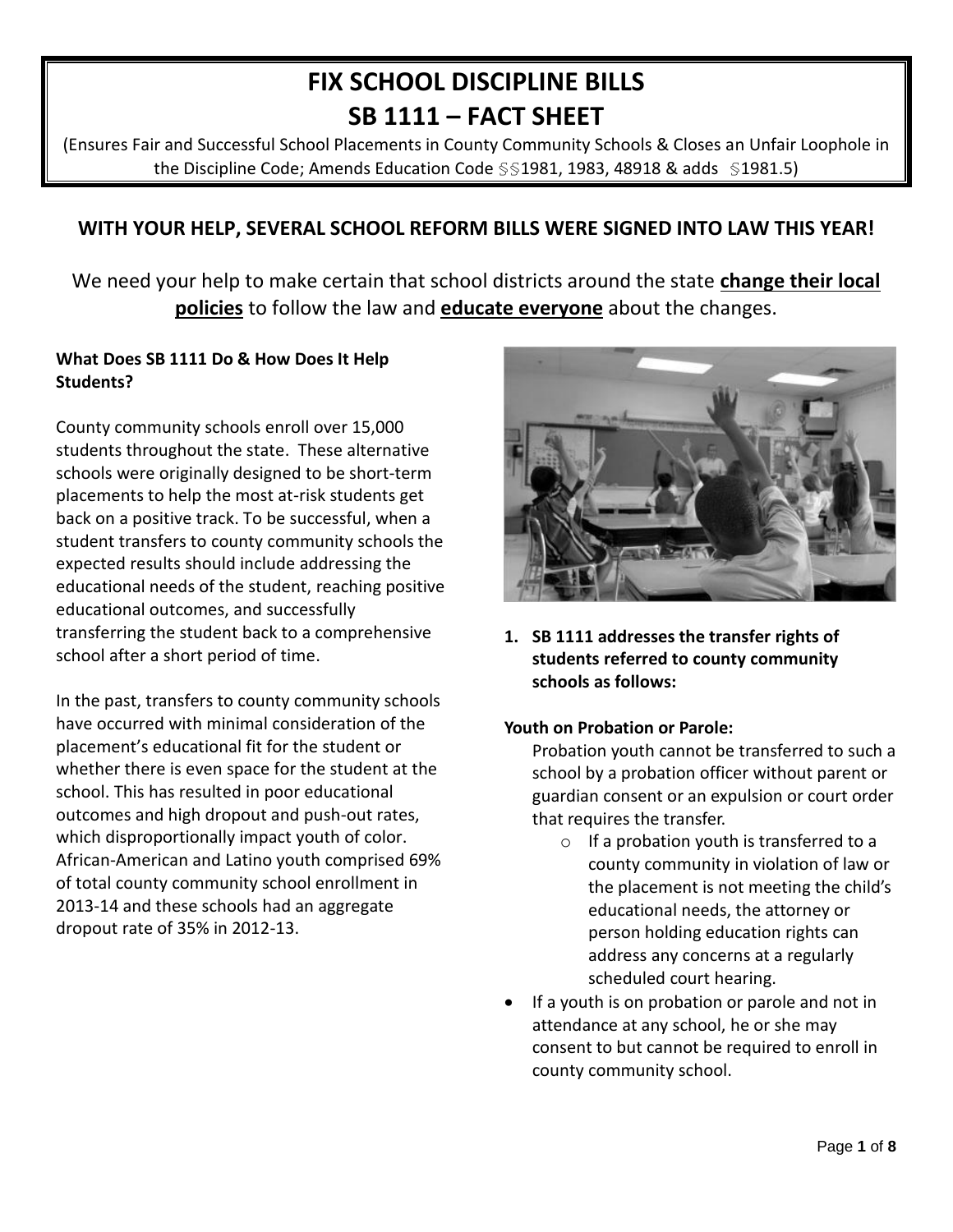# FIX SCHOOL DISCIPLINE BILLS
# SB 1111 – FACT SHEET

(Ensures Fair and Successful School Placements in County Community Schools & Closes an Unfair Loophole in the Discipline Code; Amends Education Code §§1981, 1983, 48918 & adds §1981.5)

## WITH YOUR HELP, SEVERAL SCHOOL REFORM BILLS WERE SIGNED INTO LAW THIS YEAR!

We need your help to make certain that school districts around the state **change their local policies** to follow the law and **educate everyone** about the changes.

### What Does SB 1111 Do & How Does It Help Students?

County community schools enroll over 15,000 students throughout the state. These alternative schools were originally designed to be short-term placements to help the most at-risk students get back on a positive track. To be successful, when a student transfers to county community schools the expected results should include addressing the educational needs of the student, reaching positive educational outcomes, and successfully transferring the student back to a comprehensive school after a short period of time.

In the past, transfers to county community schools have occurred with minimal consideration of the placement's educational fit for the student or whether there is even space for the student at the school. This has resulted in poor educational outcomes and high dropout and push-out rates, which disproportionally impact youth of color. African-American and Latino youth comprised 69% of total county community school enrollment in 2013-14 and these schools had an aggregate dropout rate of 35% in 2012-13.

1. **SB 1111 addresses the transfer rights of students referred to county community schools as follows:**

**Youth on Probation or Parole:**

Probation youth cannot be transferred to such a school by a probation officer without parent or guardian consent or an expulsion or court order that requires the transfer.

- If a probation youth is transferred to a county community in violation of law or the placement is not meeting the child's educational needs, the attorney or person holding education rights can address any concerns at a regularly scheduled court hearing.

- If a youth is on probation or parole and not in attendance at any school, he or she may consent to but cannot be required to enroll in county community school.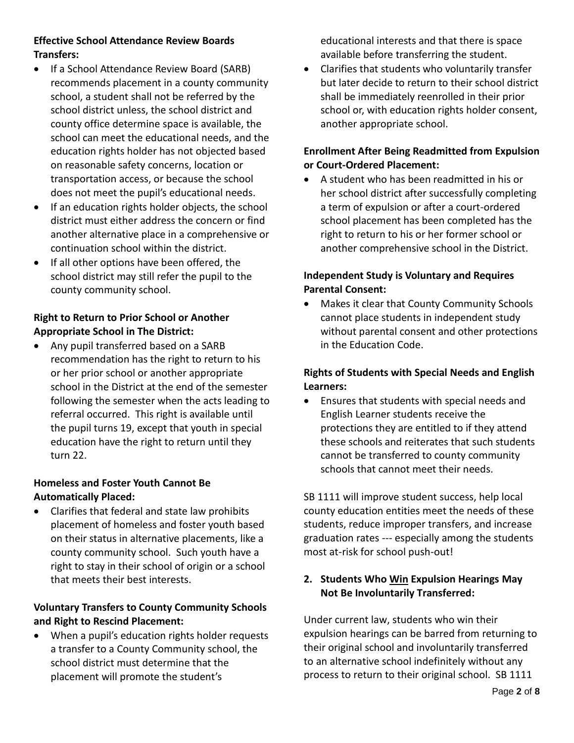**Effective School Attendance Review Boards Transfers:**

- If a School Attendance Review Board (SARB) recommends placement in a county community school, a student shall not be referred by the school district unless, the school district and county office determine space is available, the school can meet the educational needs, and the education rights holder has not objected based on reasonable safety concerns, location or transportation access, or because the school does not meet the pupil's educational needs.
- If an education rights holder objects, the school district must either address the concern or find another alternative place in a comprehensive or continuation school within the district.
- If all other options have been offered, the school district may still refer the pupil to the county community school.

**Right to Return to Prior School or Another Appropriate School in The District:**

- Any pupil transferred based on a SARB recommendation has the right to return to his or her prior school or another appropriate school in the District at the end of the semester following the semester when the acts leading to referral occurred. This right is available until the pupil turns 19, except that youth in special education have the right to return until they turn 22.

**Homeless and Foster Youth Cannot Be Automatically Placed:**

- Clarifies that federal and state law prohibits placement of homeless and foster youth based on their status in alternative placements, like a county community school. Such youth have a right to stay in their school of origin or a school that meets their best interests.

**Voluntary Transfers to County Community Schools and Right to Rescind Placement:**

- When a pupil's education rights holder requests a transfer to a County Community school, the school district must determine that the placement will promote the student's educational interests and that there is space available before transferring the student.
- Clarifies that students who voluntarily transfer but later decide to return to their school district shall be immediately reenrolled in their prior school or, with education rights holder consent, another appropriate school.

**Enrollment After Being Readmitted from Expulsion or Court-Ordered Placement:**

- A student who has been readmitted in his or her school district after successfully completing a term of expulsion or after a court-ordered school placement has been completed has the right to return to his or her former school or another comprehensive school in the District.

**Independent Study is Voluntary and Requires Parental Consent:**

- Makes it clear that County Community Schools cannot place students in independent study without parental consent and other protections in the Education Code.

**Rights of Students with Special Needs and English Learners:**

- Ensures that students with special needs and English Learner students receive the protections they are entitled to if they attend these schools and reiterates that such students cannot be transferred to county community schools that cannot meet their needs.

SB 1111 will improve student success, help local county education entities meet the needs of these students, reduce improper transfers, and increase graduation rates --- especially among the students most at-risk for school push-out!

**2. Students Who <u>Win</u> Expulsion Hearings May Not Be Involuntarily Transferred:**

Under current law, students who win their expulsion hearings can be barred from returning to their original school and involuntarily transferred to an alternative school indefinitely without any process to return to their original school. SB 1111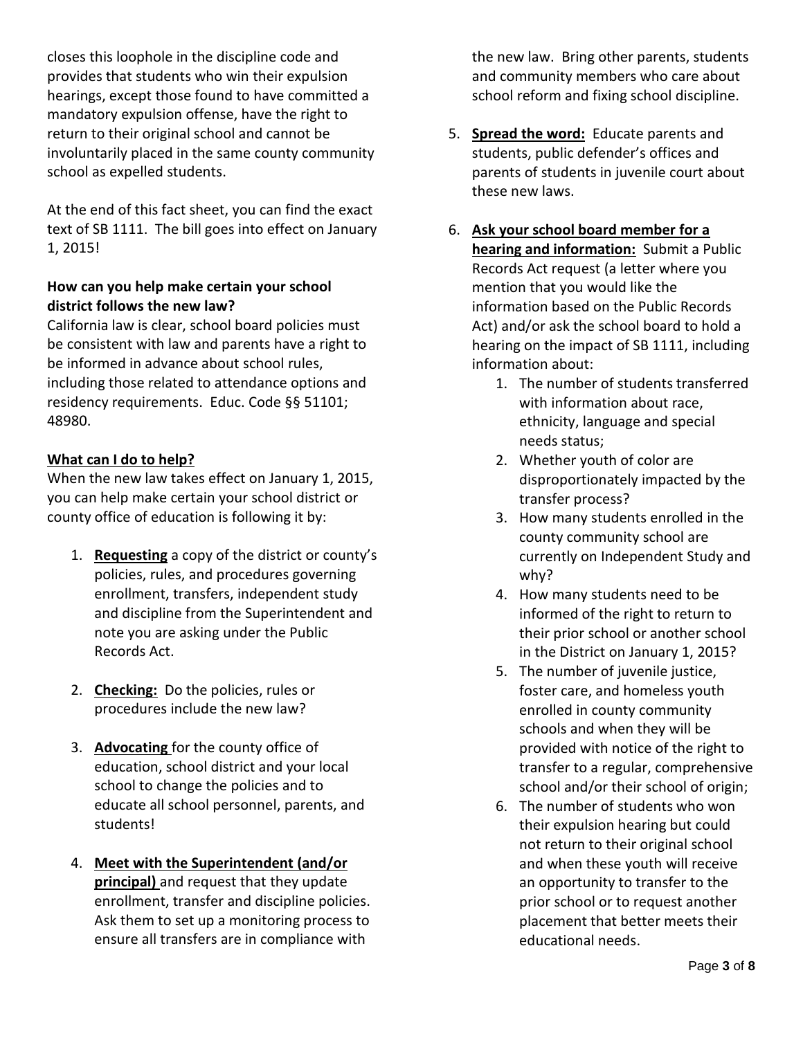closes this loophole in the discipline code and provides that students who win their expulsion hearings, except those found to have committed a mandatory expulsion offense, have the right to return to their original school and cannot be involuntarily placed in the same county community school as expelled students.

At the end of this fact sheet, you can find the exact text of SB 1111. The bill goes into effect on January 1, 2015!

**How can you help make certain your school district follows the new law?**

California law is clear, school board policies must be consistent with law and parents have a right to be informed in advance about school rules, including those related to attendance options and residency requirements. Educ. Code §§ 51101; 48980.

**What can I do to help?**

When the new law takes effect on January 1, 2015, you can help make certain your school district or county office of education is following it by:

1. **Requesting** a copy of the district or county's policies, rules, and procedures governing enrollment, transfers, independent study and discipline from the Superintendent and note you are asking under the Public Records Act.

2. **Checking:** Do the policies, rules or procedures include the new law?

3. **Advocating** for the county office of education, school district and your local school to change the policies and to educate all school personnel, parents, and students!

4. **Meet with the Superintendent (and/or principal)** and request that they update enrollment, transfer and discipline policies. Ask them to set up a monitoring process to ensure all transfers are in compliance with the new law. Bring other parents, students and community members who care about school reform and fixing school discipline.

5. **Spread the word:** Educate parents and students, public defender's offices and parents of students in juvenile court about these new laws.

6. **Ask your school board member for a hearing and information:** Submit a Public Records Act request (a letter where you mention that you would like the information based on the Public Records Act) and/or ask the school board to hold a hearing on the impact of SB 1111, including information about:
   1. The number of students transferred with information about race, ethnicity, language and special needs status;
   2. Whether youth of color are disproportionately impacted by the transfer process?
   3. How many students enrolled in the county community school are currently on Independent Study and why?
   4. How many students need to be informed of the right to return to their prior school or another school in the District on January 1, 2015?
   5. The number of juvenile justice, foster care, and homeless youth enrolled in county community schools and when they will be provided with notice of the right to transfer to a regular, comprehensive school and/or their school of origin;
   6. The number of students who won their expulsion hearing but could not return to their original school and when these youth will receive an opportunity to transfer to the prior school or to request another placement that better meets their educational needs.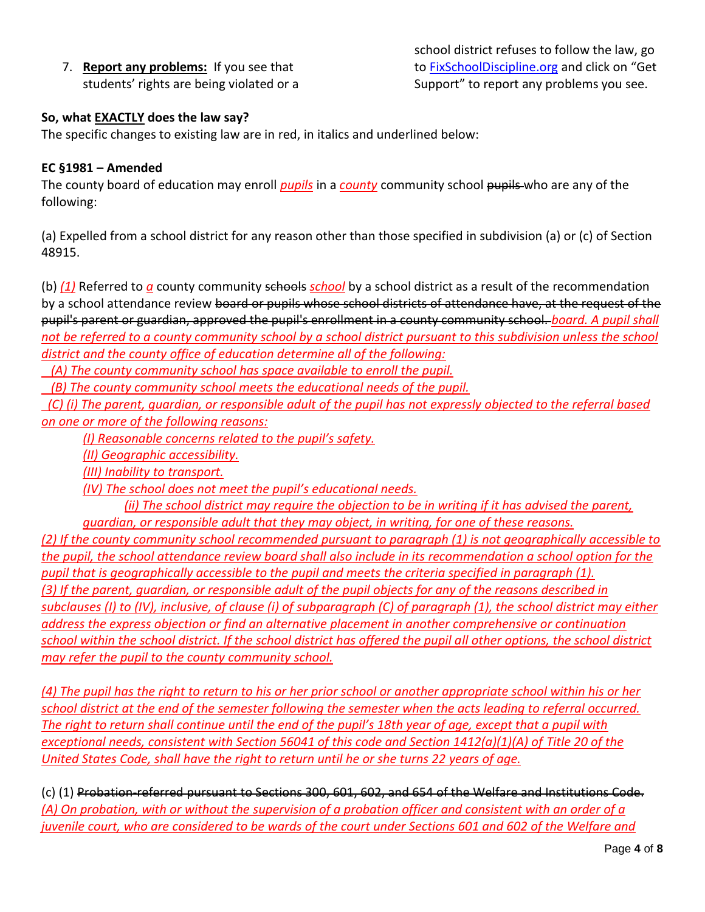7. **Report any problems:** If you see that students' rights are being violated or a school district refuses to follow the law, go to [FixSchoolDiscipline.org](http://FixSchoolDiscipline.org) and click on "Get Support" to report any problems you see.

**So, what EXACTLY does the law say?**

The specific changes to existing law are in red, in italics and underlined below:

**EC §1981 – Amended**

The county board of education may enroll *pupils* in a *county* community school ~~pupils~~ who are any of the following:

(a) Expelled from a school district for any reason other than those specified in subdivision (a) or (c) of Section 48915.

(b) *(1)* Referred to *a* county community ~~schools~~ *school* by a school district as a result of the recommendation by a school attendance review ~~board or pupils whose school districts of attendance have, at the request of the pupil's parent or guardian, approved the pupil's enrollment in a county community school.~~ *board. A pupil shall not be referred to a county community school by a school district pursuant to this subdivision unless the school district and the county office of education determine all of the following:*

*(A) The county community school has space available to enroll the pupil.*

*(B) The county community school meets the educational needs of the pupil.*

*(C) (i) The parent, guardian, or responsible adult of the pupil has not expressly objected to the referral based on one or more of the following reasons:*

*(I) Reasonable concerns related to the pupil's safety.*

*(II) Geographic accessibility.*

*(III) Inability to transport.*

*(IV) The school does not meet the pupil's educational needs.*

*(ii) The school district may require the objection to be in writing if it has advised the parent, guardian, or responsible adult that they may object, in writing, for one of these reasons.*

*(2) If the county community school recommended pursuant to paragraph (1) is not geographically accessible to the pupil, the school attendance review board shall also include in its recommendation a school option for the pupil that is geographically accessible to the pupil and meets the criteria specified in paragraph (1).*

*(3) If the parent, guardian, or responsible adult of the pupil objects for any of the reasons described in subclauses (I) to (IV), inclusive, of clause (i) of subparagraph (C) of paragraph (1), the school district may either address the express objection or find an alternative placement in another comprehensive or continuation school within the school district. If the school district has offered the pupil all other options, the school district may refer the pupil to the county community school.*

*(4) The pupil has the right to return to his or her prior school or another appropriate school within his or her school district at the end of the semester following the semester when the acts leading to referral occurred. The right to return shall continue until the end of the pupil's 18th year of age, except that a pupil with exceptional needs, consistent with Section 56041 of this code and Section 1412(a)(1)(A) of Title 20 of the United States Code, shall have the right to return until he or she turns 22 years of age.*

(c) (1) ~~Probation-referred pursuant to Sections 300, 601, 602, and 654 of the Welfare and Institutions Code.~~ *(A) On probation, with or without the supervision of a probation officer and consistent with an order of a juvenile court, who are considered to be wards of the court under Sections 601 and 602 of the Welfare and*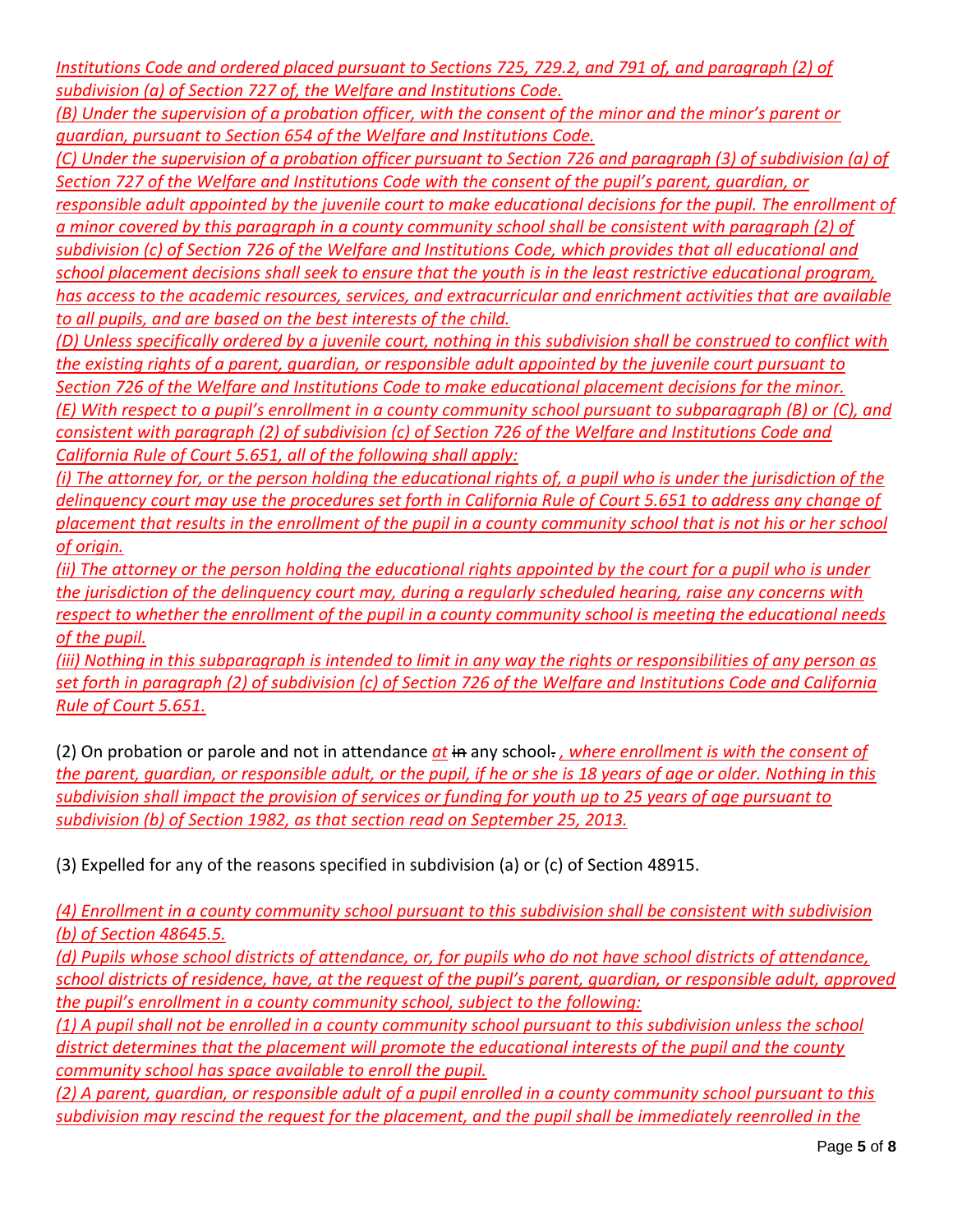*Institutions Code and ordered placed pursuant to Sections 725, 729.2, and 791 of, and paragraph (2) of subdivision (a) of Section 727 of, the Welfare and Institutions Code.*

*(B) Under the supervision of a probation officer, with the consent of the minor and the minor's parent or guardian, pursuant to Section 654 of the Welfare and Institutions Code.*

*(C) Under the supervision of a probation officer pursuant to Section 726 and paragraph (3) of subdivision (a) of Section 727 of the Welfare and Institutions Code with the consent of the pupil's parent, guardian, or responsible adult appointed by the juvenile court to make educational decisions for the pupil. The enrollment of a minor covered by this paragraph in a county community school shall be consistent with paragraph (2) of subdivision (c) of Section 726 of the Welfare and Institutions Code, which provides that all educational and school placement decisions shall seek to ensure that the youth is in the least restrictive educational program, has access to the academic resources, services, and extracurricular and enrichment activities that are available to all pupils, and are based on the best interests of the child.*

*(D) Unless specifically ordered by a juvenile court, nothing in this subdivision shall be construed to conflict with the existing rights of a parent, guardian, or responsible adult appointed by the juvenile court pursuant to Section 726 of the Welfare and Institutions Code to make educational placement decisions for the minor.*

*(E) With respect to a pupil's enrollment in a county community school pursuant to subparagraph (B) or (C), and consistent with paragraph (2) of subdivision (c) of Section 726 of the Welfare and Institutions Code and California Rule of Court 5.651, all of the following shall apply:*

*(i) The attorney for, or the person holding the educational rights of, a pupil who is under the jurisdiction of the delinquency court may use the procedures set forth in California Rule of Court 5.651 to address any change of placement that results in the enrollment of the pupil in a county community school that is not his or her school of origin.*

*(ii) The attorney or the person holding the educational rights appointed by the court for a pupil who is under the jurisdiction of the delinquency court may, during a regularly scheduled hearing, raise any concerns with respect to whether the enrollment of the pupil in a county community school is meeting the educational needs of the pupil.*

*(iii) Nothing in this subparagraph is intended to limit in any way the rights or responsibilities of any person as set forth in paragraph (2) of subdivision (c) of Section 726 of the Welfare and Institutions Code and California Rule of Court 5.651.*

(2) On probation or parole and not in attendance *at* ~~in~~ any school~~.~~ *, where enrollment is with the consent of the parent, guardian, or responsible adult, or the pupil, if he or she is 18 years of age or older. Nothing in this subdivision shall impact the provision of services or funding for youth up to 25 years of age pursuant to subdivision (b) of Section 1982, as that section read on September 25, 2013.*

(3) Expelled for any of the reasons specified in subdivision (a) or (c) of Section 48915.

*(4) Enrollment in a county community school pursuant to this subdivision shall be consistent with subdivision (b) of Section 48645.5.*

*(d) Pupils whose school districts of attendance, or, for pupils who do not have school districts of attendance, school districts of residence, have, at the request of the pupil's parent, guardian, or responsible adult, approved the pupil's enrollment in a county community school, subject to the following:*

*(1) A pupil shall not be enrolled in a county community school pursuant to this subdivision unless the school district determines that the placement will promote the educational interests of the pupil and the county community school has space available to enroll the pupil.*

*(2) A parent, guardian, or responsible adult of a pupil enrolled in a county community school pursuant to this subdivision may rescind the request for the placement, and the pupil shall be immediately reenrolled in the*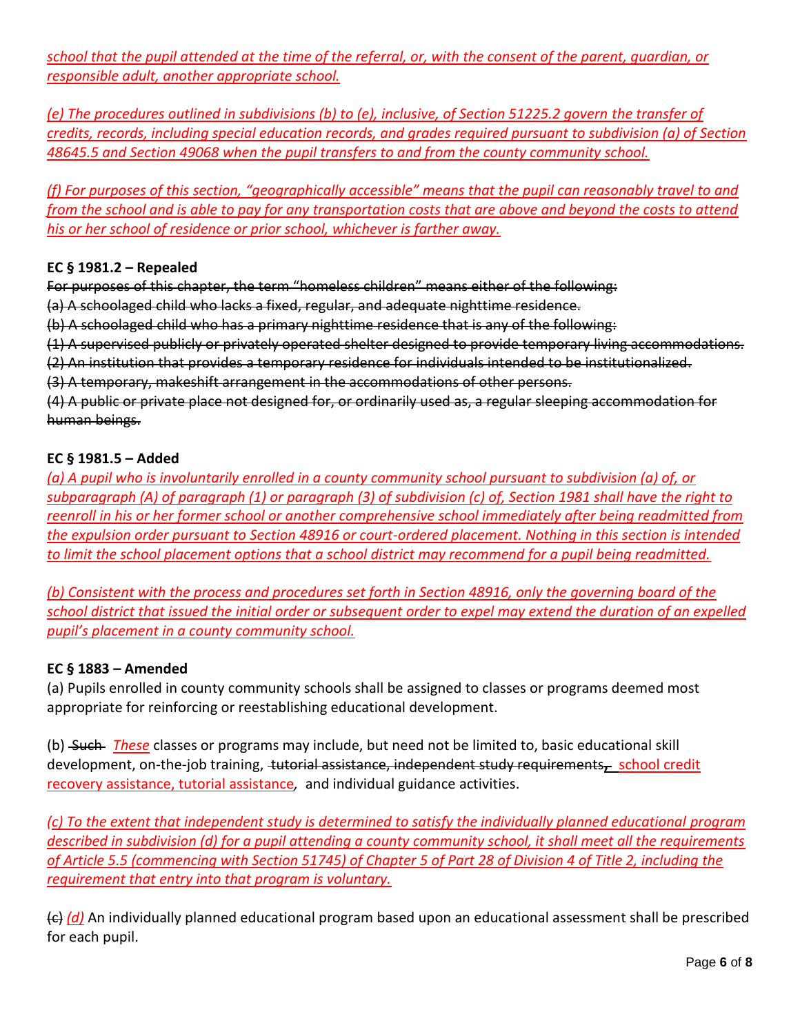*school that the pupil attended at the time of the referral, or, with the consent of the parent, guardian, or responsible adult, another appropriate school.*

*(e) The procedures outlined in subdivisions (b) to (e), inclusive, of Section 51225.2 govern the transfer of credits, records, including special education records, and grades required pursuant to subdivision (a) of Section 48645.5 and Section 49068 when the pupil transfers to and from the county community school.*

*(f) For purposes of this section, "geographically accessible" means that the pupil can reasonably travel to and from the school and is able to pay for any transportation costs that are above and beyond the costs to attend his or her school of residence or prior school, whichever is farther away.*

**EC § 1981.2 – Repealed**

~~For purposes of this chapter, the term "homeless children" means either of the following:~~
~~(a) A schoolaged child who lacks a fixed, regular, and adequate nighttime residence.~~
~~(b) A schoolaged child who has a primary nighttime residence that is any of the following:~~
~~(1) A supervised publicly or privately operated shelter designed to provide temporary living accommodations.~~
~~(2) An institution that provides a temporary residence for individuals intended to be institutionalized.~~
~~(3) A temporary, makeshift arrangement in the accommodations of other persons.~~
~~(4) A public or private place not designed for, or ordinarily used as, a regular sleeping accommodation for human beings.~~

**EC § 1981.5 – Added**

*(a) A pupil who is involuntarily enrolled in a county community school pursuant to subdivision (a) of, or subparagraph (A) of paragraph (1) or paragraph (3) of subdivision (c) of, Section 1981 shall have the right to reenroll in his or her former school or another comprehensive school immediately after being readmitted from the expulsion order pursuant to Section 48916 or court-ordered placement. Nothing in this section is intended to limit the school placement options that a school district may recommend for a pupil being readmitted.*

*(b) Consistent with the process and procedures set forth in Section 48916, only the governing board of the school district that issued the initial order or subsequent order to expel may extend the duration of an expelled pupil's placement in a county community school.*

**EC § 1883 – Amended**

(a) Pupils enrolled in county community schools shall be assigned to classes or programs deemed most appropriate for reinforcing or reestablishing educational development.

(b) ~~Such~~ *These* classes or programs may include, but need not be limited to, basic educational skill development, on-the-job training, ~~tutorial assistance, independent study requirements,~~ school credit recovery assistance, tutorial assistance, and individual guidance activities.

*(c) To the extent that independent study is determined to satisfy the individually planned educational program described in subdivision (d) for a pupil attending a county community school, it shall meet all the requirements of Article 5.5 (commencing with Section 51745) of Chapter 5 of Part 28 of Division 4 of Title 2, including the requirement that entry into that program is voluntary.*

~~(c)~~ *(d)* An individually planned educational program based upon an educational assessment shall be prescribed for each pupil.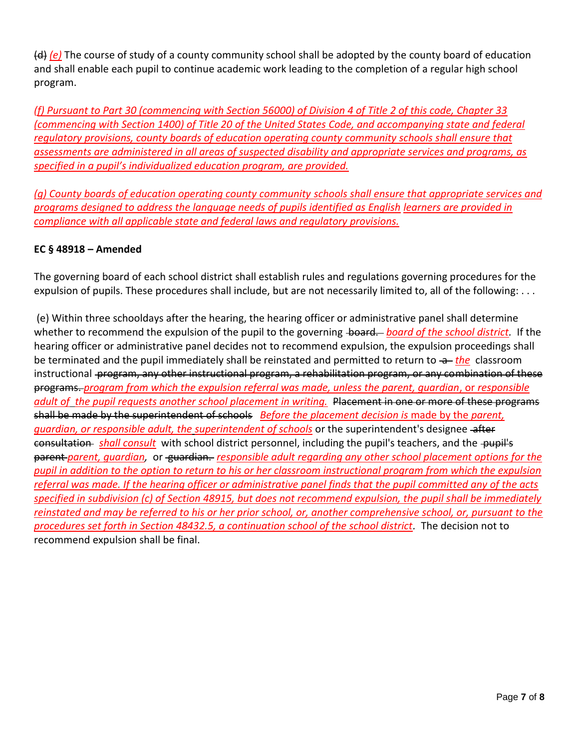~~(d)~~ *(e)* The course of study of a county community school shall be adopted by the county board of education and shall enable each pupil to continue academic work leading to the completion of a regular high school program.

*(f) Pursuant to Part 30 (commencing with Section 56000) of Division 4 of Title 2 of this code, Chapter 33 (commencing with Section 1400) of Title 20 of the United States Code, and accompanying state and federal regulatory provisions, county boards of education operating county community schools shall ensure that assessments are administered in all areas of suspected disability and appropriate services and programs, as specified in a pupil's individualized education program, are provided.*

*(g) County boards of education operating county community schools shall ensure that appropriate services and programs designed to address the language needs of pupils identified as English learners are provided in compliance with all applicable state and federal laws and regulatory provisions.*

**EC § 48918 – Amended**

The governing board of each school district shall establish rules and regulations governing procedures for the expulsion of pupils. These procedures shall include, but are not necessarily limited to, all of the following: . . .

(e) Within three schooldays after the hearing, the hearing officer or administrative panel shall determine whether to recommend the expulsion of the pupil to the governing ~~board.~~ *board of the school district*. If the hearing officer or administrative panel decides not to recommend expulsion, the expulsion proceedings shall be terminated and the pupil immediately shall be reinstated and permitted to return to ~~a~~ *the* classroom instructional ~~program, any other instructional program, a rehabilitation program, or any combination of these programs.~~ *program from which the expulsion referral was made, unless the parent, guardian*, or *responsible adult of the pupil requests another school placement in writing.* ~~Placement in one or more of these programs shall be made by the superintendent of schools~~ *Before the placement decision is* made by the *parent, guardian, or responsible adult, the superintendent of schools* or the superintendent's designee ~~after consultation~~ *shall consult* with school district personnel, including the pupil's teachers, and the ~~pupil's parent~~ *parent, guardian*, or ~~guardian.~~ *responsible adult regarding any other school placement options for the pupil in addition to the option to return to his or her classroom instructional program from which the expulsion referral was made. If the hearing officer or administrative panel finds that the pupil committed any of the acts specified in subdivision (c) of Section 48915, but does not recommend expulsion, the pupil shall be immediately reinstated and may be referred to his or her prior school, or, another comprehensive school, or, pursuant to the procedures set forth in Section 48432.5, a continuation school of the school district*. The decision not to recommend expulsion shall be final.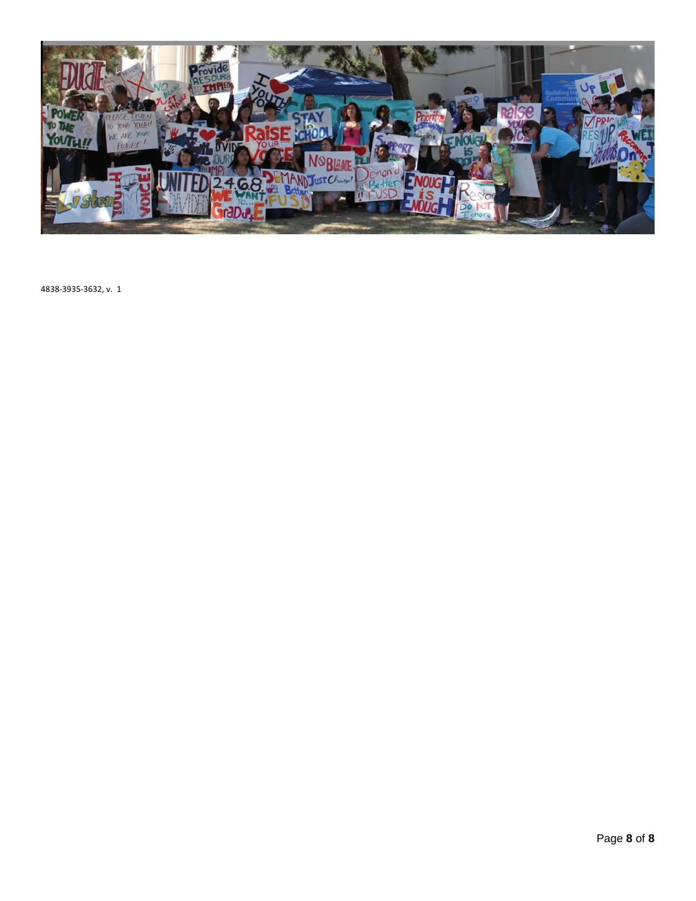4838-3935-3632, v. 1